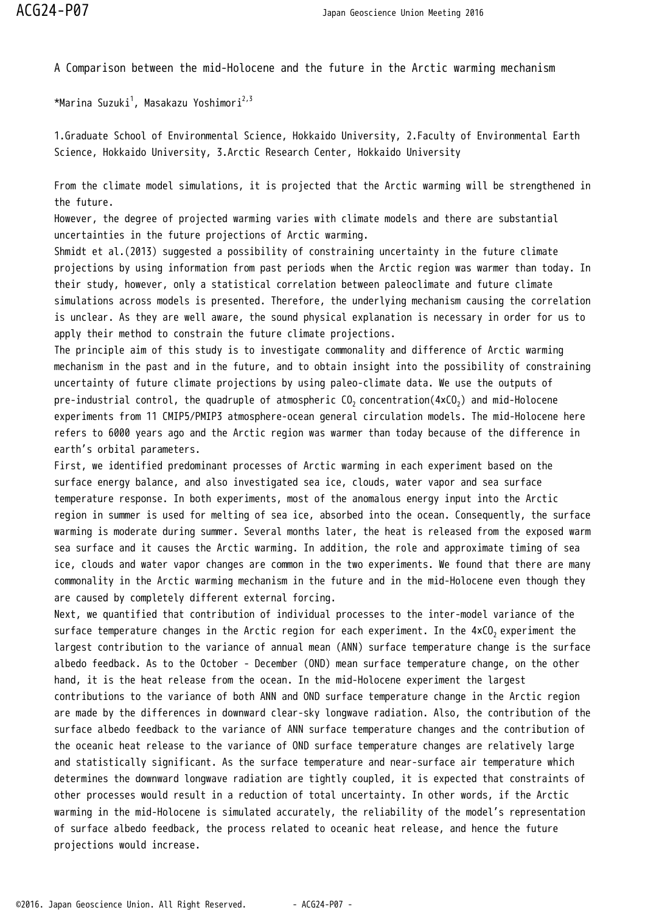# A Comparison between the mid-Holocene and the future in the Arctic warming mechanism

*Marina Suzuki[1], Masakazu Yoshimori[2,3]

1.Graduate School of Environmental Science, Hokkaido University, 2.Faculty of Environmental Earth Science, Hokkaido University, 3.Arctic Research Center, Hokkaido University

From the climate model simulations, it is projected that the Arctic warming will be strengthened in the future.
However, the degree of projected warming varies with climate models and there are substantial uncertainties in the future projections of Arctic warming.
Shmidt et al.(2013) suggested a possibility of constraining uncertainty in the future climate projections by using information from past periods when the Arctic region was warmer than today. In their study, however, only a statistical correlation between paleoclimate and future climate simulations across models is presented. Therefore, the underlying mechanism causing the correlation is unclear. As they are well aware, the sound physical explanation is necessary in order for us to apply their method to constrain the future climate projections.
The principle aim of this study is to investigate commonality and difference of Arctic warming mechanism in the past and in the future, and to obtain insight into the possibility of constraining uncertainty of future climate projections by using paleo-climate data. We use the outputs of pre-industrial control, the quadruple of atmospheric $CO_2$ concentration($4\times CO_2$) and mid-Holocene experiments from 11 CMIP5/PMIP3 atmosphere-ocean general circulation models. The mid-Holocene here refers to 6000 years ago and the Arctic region was warmer than today because of the difference in earth's orbital parameters.
First, we identified predominant processes of Arctic warming in each experiment based on the surface energy balance, and also investigated sea ice, clouds, water vapor and sea surface temperature response. In both experiments, most of the anomalous energy input into the Arctic region in summer is used for melting of sea ice, absorbed into the ocean. Consequently, the surface warming is moderate during summer. Several months later, the heat is released from the exposed warm sea surface and it causes the Arctic warming. In addition, the role and approximate timing of sea ice, clouds and water vapor changes are common in the two experiments. We found that there are many commonality in the Arctic warming mechanism in the future and in the mid-Holocene even though they are caused by completely different external forcing.
Next, we quantified that contribution of individual processes to the inter-model variance of the surface temperature changes in the Arctic region for each experiment. In the $4\times CO_2$ experiment the largest contribution to the variance of annual mean (ANN) surface temperature change is the surface albedo feedback. As to the October - December (OND) mean surface temperature change, on the other hand, it is the heat release from the ocean. In the mid-Holocene experiment the largest contributions to the variance of both ANN and OND surface temperature change in the Arctic region are made by the differences in downward clear-sky longwave radiation. Also, the contribution of the surface albedo feedback to the variance of ANN surface temperature changes and the contribution of the oceanic heat release to the variance of OND surface temperature changes are relatively large and statistically significant. As the surface temperature and near-surface air temperature which determines the downward longwave radiation are tightly coupled, it is expected that constraints of other processes would result in a reduction of total uncertainty. In other words, if the Arctic warming in the mid-Holocene is simulated accurately, the reliability of the model's representation of surface albedo feedback, the process related to oceanic heat release, and hence the future projections would increase.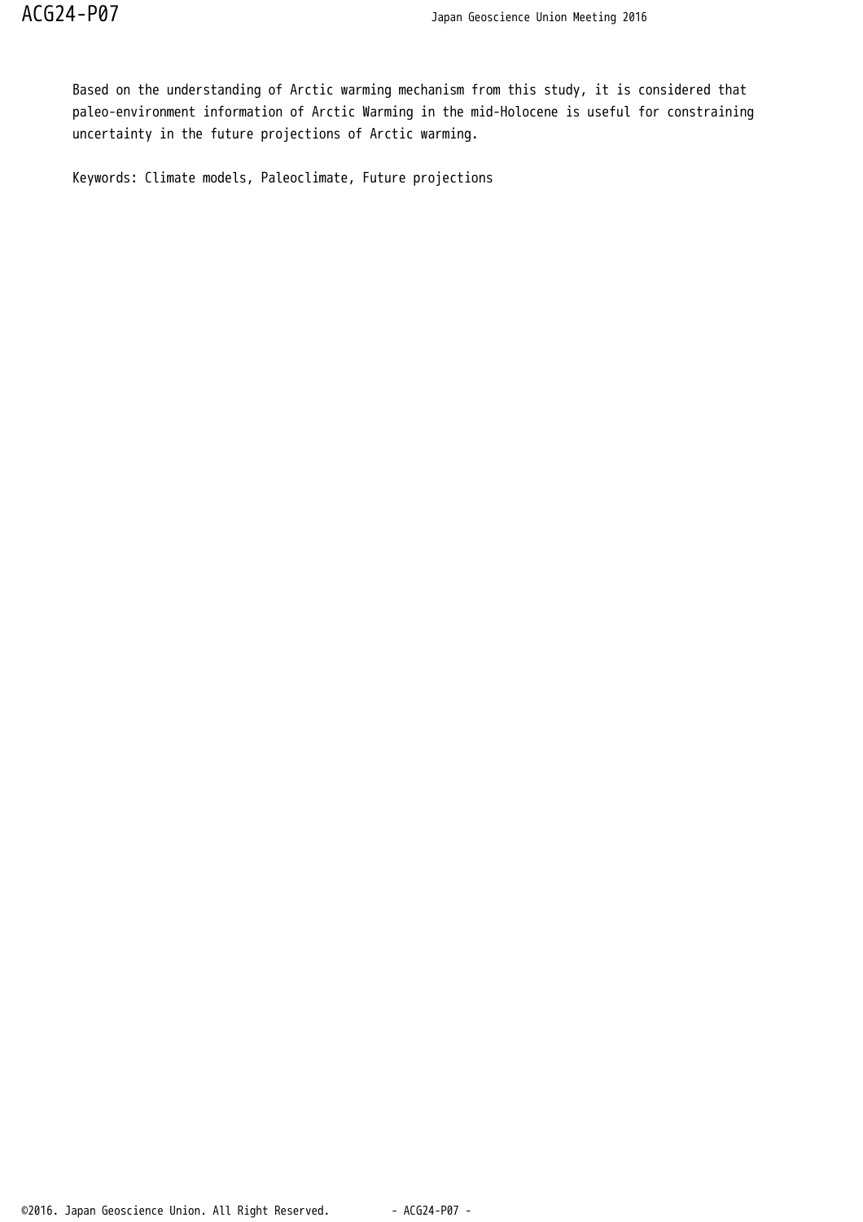Based on the understanding of Arctic warming mechanism from this study, it is considered that paleo-environment information of Arctic Warming in the mid-Holocene is useful for constraining uncertainty in the future projections of Arctic warming.

Keywords: Climate models, Paleoclimate, Future projections